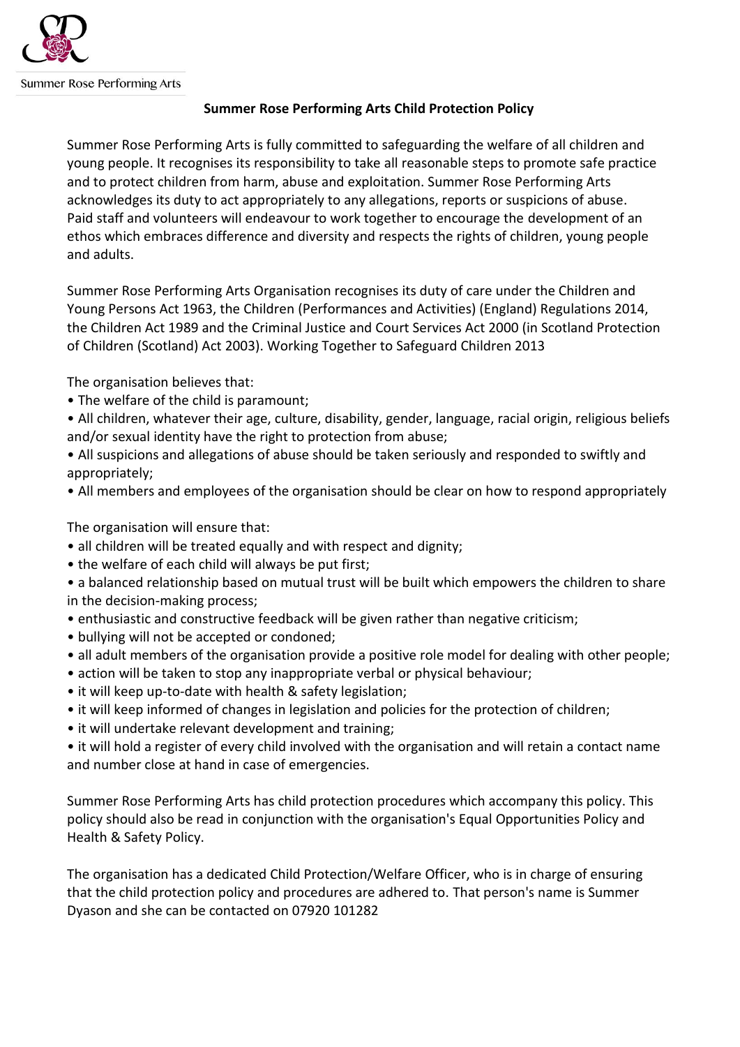Summer Rose Performing Arts

# Summer Rose Performing Arts Child Protection Policy

Summer Rose Performing Arts is fully committed to safeguarding the welfare of all children and young people. It recognises its responsibility to take all reasonable steps to promote safe practice and to protect children from harm, abuse and exploitation. Summer Rose Performing Arts acknowledges its duty to act appropriately to any allegations, reports or suspicions of abuse. Paid staff and volunteers will endeavour to work together to encourage the development of an ethos which embraces difference and diversity and respects the rights of children, young people and adults.

Summer Rose Performing Arts Organisation recognises its duty of care under the Children and Young Persons Act 1963, the Children (Performances and Activities) (England) Regulations 2014, the Children Act 1989 and the Criminal Justice and Court Services Act 2000 (in Scotland Protection of Children (Scotland) Act 2003). Working Together to Safeguard Children 2013

The organisation believes that:

- The welfare of the child is paramount;
- All children, whatever their age, culture, disability, gender, language, racial origin, religious beliefs and/or sexual identity have the right to protection from abuse;
- All suspicions and allegations of abuse should be taken seriously and responded to swiftly and appropriately;
- All members and employees of the organisation should be clear on how to respond appropriately

The organisation will ensure that:

- all children will be treated equally and with respect and dignity;
- the welfare of each child will always be put first;
- a balanced relationship based on mutual trust will be built which empowers the children to share in the decision-making process;
- enthusiastic and constructive feedback will be given rather than negative criticism;
- bullying will not be accepted or condoned;
- all adult members of the organisation provide a positive role model for dealing with other people;
- action will be taken to stop any inappropriate verbal or physical behaviour;
- it will keep up-to-date with health & safety legislation;
- it will keep informed of changes in legislation and policies for the protection of children;
- it will undertake relevant development and training;
- it will hold a register of every child involved with the organisation and will retain a contact name and number close at hand in case of emergencies.

Summer Rose Performing Arts has child protection procedures which accompany this policy. This policy should also be read in conjunction with the organisation's Equal Opportunities Policy and Health & Safety Policy.

The organisation has a dedicated Child Protection/Welfare Officer, who is in charge of ensuring that the child protection policy and procedures are adhered to. That person's name is Summer Dyason and she can be contacted on 07920 101282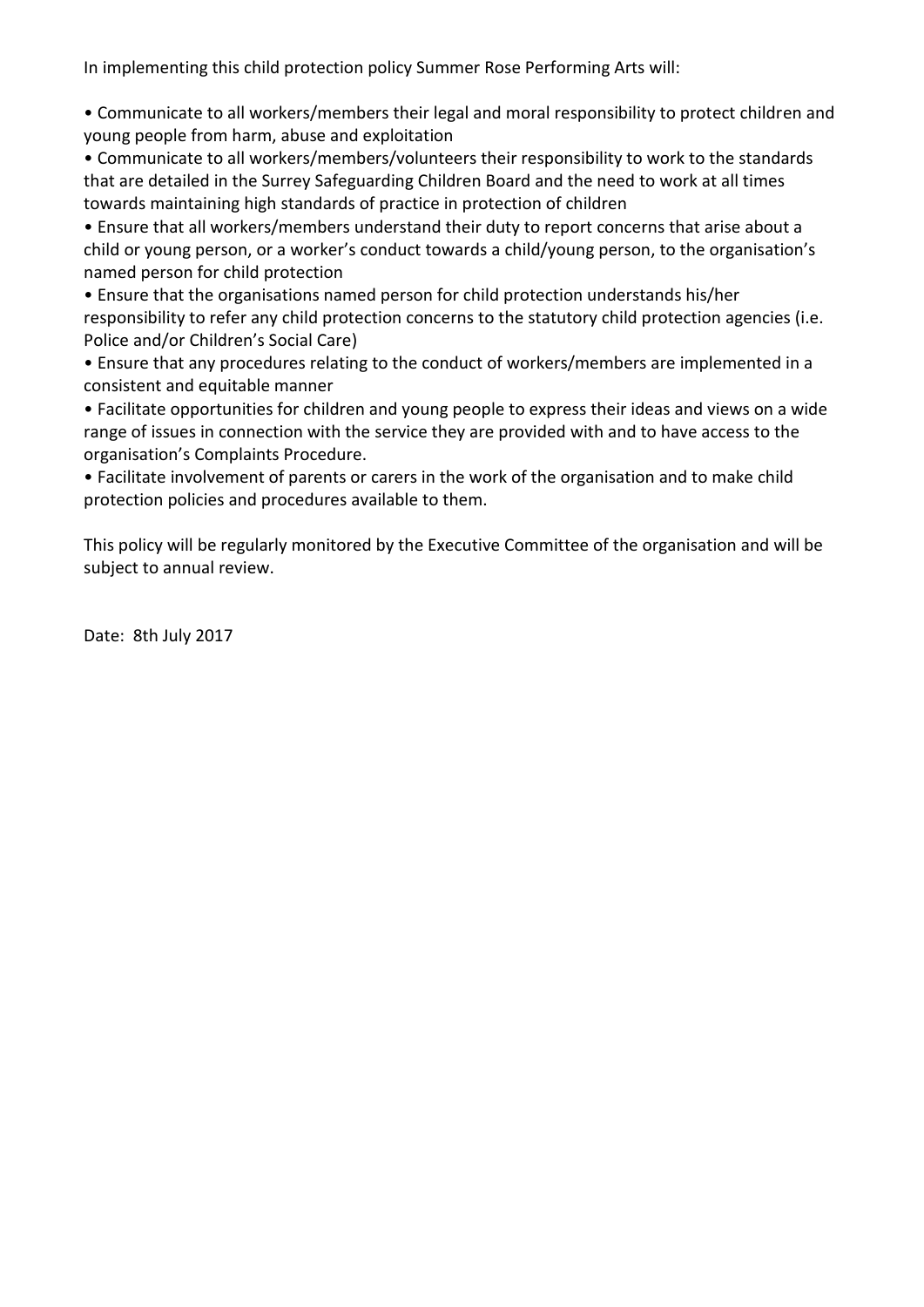In implementing this child protection policy Summer Rose Performing Arts will:

- Communicate to all workers/members their legal and moral responsibility to protect children and young people from harm, abuse and exploitation
- Communicate to all workers/members/volunteers their responsibility to work to the standards that are detailed in the Surrey Safeguarding Children Board and the need to work at all times towards maintaining high standards of practice in protection of children
- Ensure that all workers/members understand their duty to report concerns that arise about a child or young person, or a worker's conduct towards a child/young person, to the organisation's named person for child protection
- Ensure that the organisations named person for child protection understands his/her responsibility to refer any child protection concerns to the statutory child protection agencies (i.e. Police and/or Children's Social Care)
- Ensure that any procedures relating to the conduct of workers/members are implemented in a consistent and equitable manner
- Facilitate opportunities for children and young people to express their ideas and views on a wide range of issues in connection with the service they are provided with and to have access to the organisation's Complaints Procedure.
- Facilitate involvement of parents or carers in the work of the organisation and to make child protection policies and procedures available to them.

This policy will be regularly monitored by the Executive Committee of the organisation and will be subject to annual review.

Date: 8th July 2017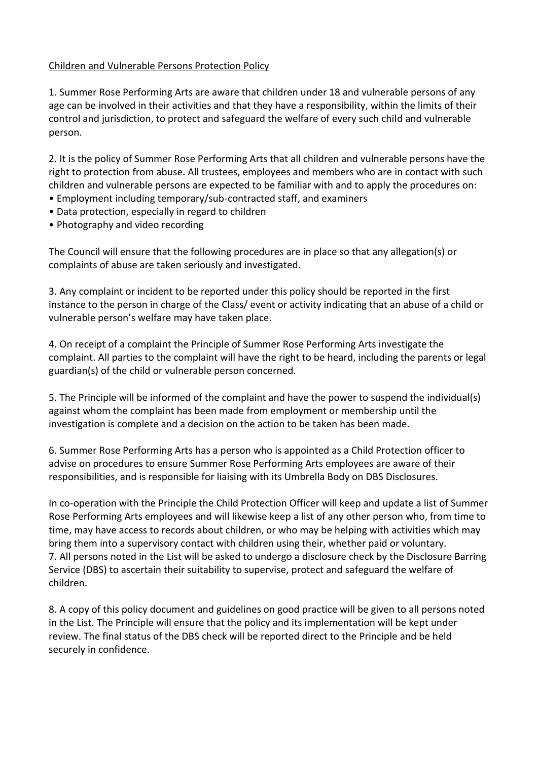Children and Vulnerable Persons Protection Policy

1. Summer Rose Performing Arts are aware that children under 18 and vulnerable persons of any age can be involved in their activities and that they have a responsibility, within the limits of their control and jurisdiction, to protect and safeguard the welfare of every such child and vulnerable person.

2. It is the policy of Summer Rose Performing Arts that all children and vulnerable persons have the right to protection from abuse. All trustees, employees and members who are in contact with such children and vulnerable persons are expected to be familiar with and to apply the procedures on:

- Employment including temporary/sub-contracted staff, and examiners
- Data protection, especially in regard to children
- Photography and video recording

The Council will ensure that the following procedures are in place so that any allegation(s) or complaints of abuse are taken seriously and investigated.

3. Any complaint or incident to be reported under this policy should be reported in the first instance to the person in charge of the Class/ event or activity indicating that an abuse of a child or vulnerable person's welfare may have taken place.

4. On receipt of a complaint the Principle of Summer Rose Performing Arts investigate the complaint. All parties to the complaint will have the right to be heard, including the parents or legal guardian(s) of the child or vulnerable person concerned.

5. The Principle will be informed of the complaint and have the power to suspend the individual(s) against whom the complaint has been made from employment or membership until the investigation is complete and a decision on the action to be taken has been made.

6. Summer Rose Performing Arts has a person who is appointed as a Child Protection officer to advise on procedures to ensure Summer Rose Performing Arts employees are aware of their responsibilities, and is responsible for liaising with its Umbrella Body on DBS Disclosures.

In co-operation with the Principle the Child Protection Officer will keep and update a list of Summer Rose Performing Arts employees and will likewise keep a list of any other person who, from time to time, may have access to records about children, or who may be helping with activities which may bring them into a supervisory contact with children using their, whether paid or voluntary.

7. All persons noted in the List will be asked to undergo a disclosure check by the Disclosure Barring Service (DBS) to ascertain their suitability to supervise, protect and safeguard the welfare of children.

8. A copy of this policy document and guidelines on good practice will be given to all persons noted in the List. The Principle will ensure that the policy and its implementation will be kept under review. The final status of the DBS check will be reported direct to the Principle and be held securely in confidence.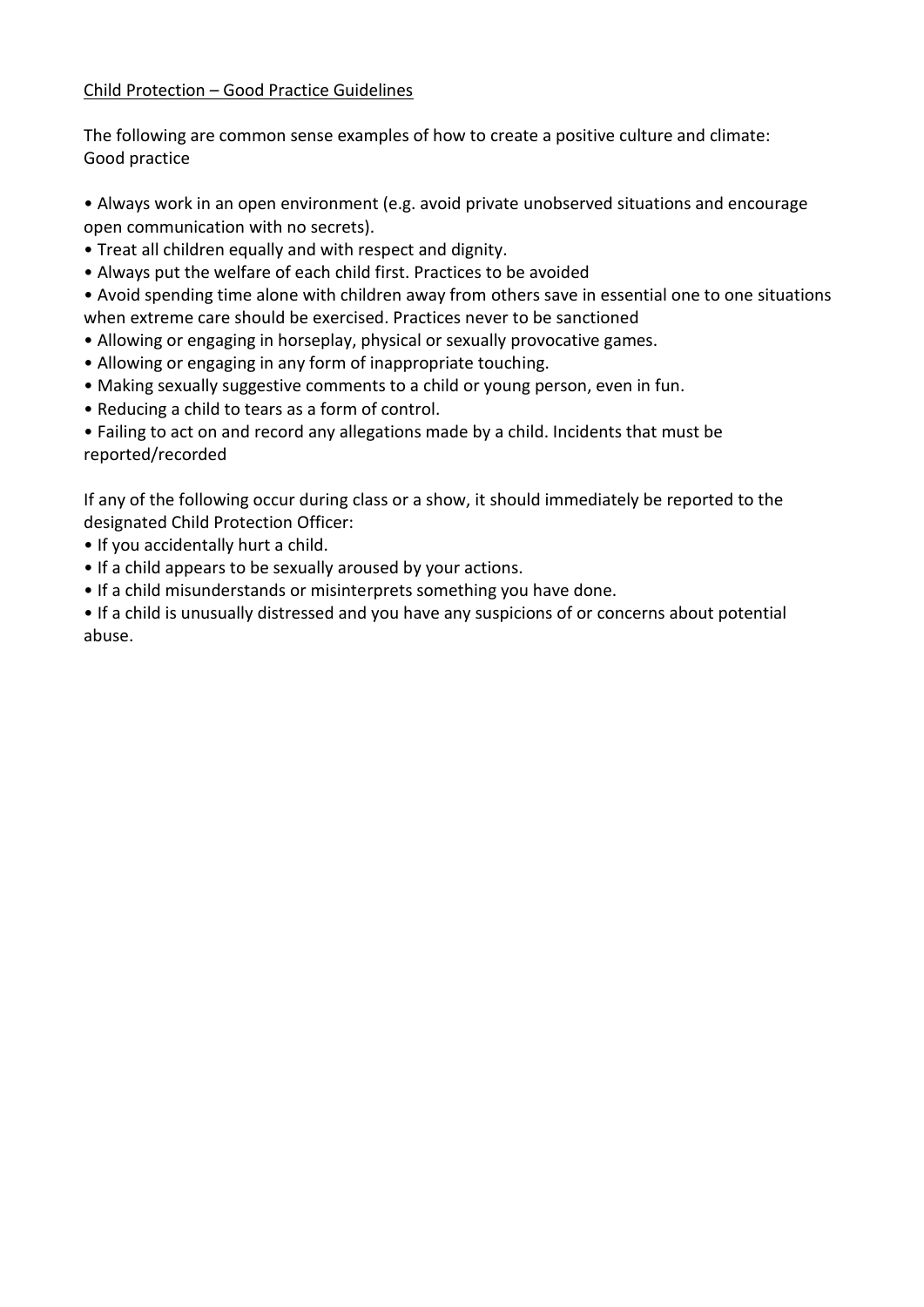Child Protection – Good Practice Guidelines

The following are common sense examples of how to create a positive culture and climate:
Good practice

- Always work in an open environment (e.g. avoid private unobserved situations and encourage open communication with no secrets).
- Treat all children equally and with respect and dignity.
- Always put the welfare of each child first. Practices to be avoided
- Avoid spending time alone with children away from others save in essential one to one situations when extreme care should be exercised. Practices never to be sanctioned
- Allowing or engaging in horseplay, physical or sexually provocative games.
- Allowing or engaging in any form of inappropriate touching.
- Making sexually suggestive comments to a child or young person, even in fun.
- Reducing a child to tears as a form of control.
- Failing to act on and record any allegations made by a child. Incidents that must be reported/recorded

If any of the following occur during class or a show, it should immediately be reported to the designated Child Protection Officer:

- If you accidentally hurt a child.
- If a child appears to be sexually aroused by your actions.
- If a child misunderstands or misinterprets something you have done.
- If a child is unusually distressed and you have any suspicions of or concerns about potential abuse.